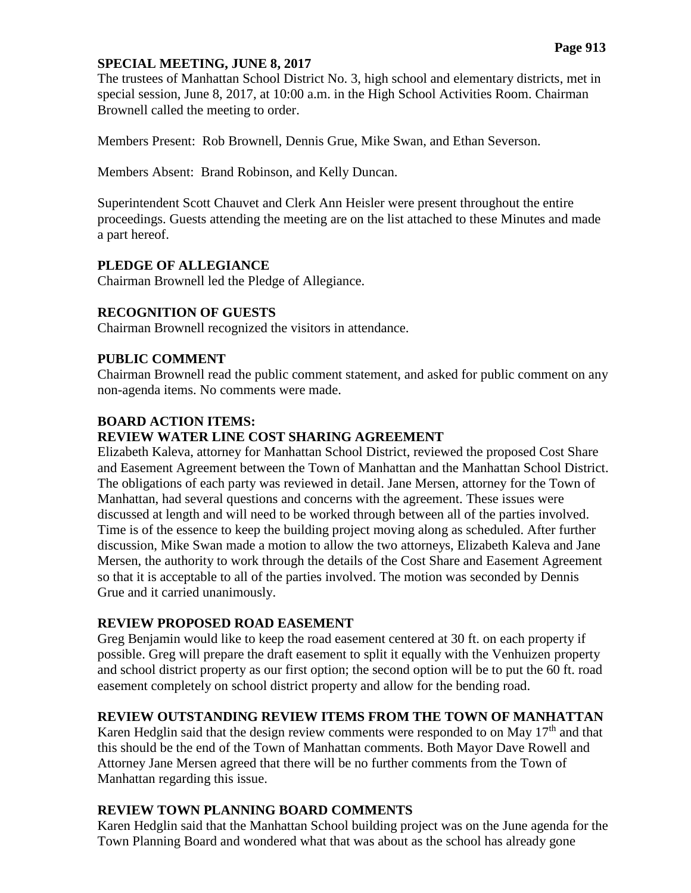## SPECIAL MEETING, JUNE 8, 2017

The trustees of Manhattan School District No. 3, high school and elementary districts, met in special session, June 8, 2017, at 10:00 a.m. in the High School Activities Room. Chairman Brownell called the meeting to order.

Members Present: Rob Brownell, Dennis Grue, Mike Swan, and Ethan Severson.

Members Absent: Brand Robinson, and Kelly Duncan.

Superintendent Scott Chauvet and Clerk Ann Heisler were present throughout the entire proceedings. Guests attending the meeting are on the list attached to these Minutes and made a part hereof.

### PLEDGE OF ALLEGIANCE

Chairman Brownell led the Pledge of Allegiance.

### RECOGNITION OF GUESTS

Chairman Brownell recognized the visitors in attendance.

### PUBLIC COMMENT

Chairman Brownell read the public comment statement, and asked for public comment on any non-agenda items. No comments were made.

### BOARD ACTION ITEMS:

### REVIEW WATER LINE COST SHARING AGREEMENT

Elizabeth Kaleva, attorney for Manhattan School District, reviewed the proposed Cost Share and Easement Agreement between the Town of Manhattan and the Manhattan School District. The obligations of each party was reviewed in detail. Jane Mersen, attorney for the Town of Manhattan, had several questions and concerns with the agreement. These issues were discussed at length and will need to be worked through between all of the parties involved. Time is of the essence to keep the building project moving along as scheduled. After further discussion, Mike Swan made a motion to allow the two attorneys, Elizabeth Kaleva and Jane Mersen, the authority to work through the details of the Cost Share and Easement Agreement so that it is acceptable to all of the parties involved. The motion was seconded by Dennis Grue and it carried unanimously.

### REVIEW PROPOSED ROAD EASEMENT

Greg Benjamin would like to keep the road easement centered at 30 ft. on each property if possible. Greg will prepare the draft easement to split it equally with the Venhuizen property and school district property as our first option; the second option will be to put the 60 ft. road easement completely on school district property and allow for the bending road.

### REVIEW OUTSTANDING REVIEW ITEMS FROM THE TOWN OF MANHATTAN

Karen Hedglin said that the design review comments were responded to on May 17th and that this should be the end of the Town of Manhattan comments. Both Mayor Dave Rowell and Attorney Jane Mersen agreed that there will be no further comments from the Town of Manhattan regarding this issue.

### REVIEW TOWN PLANNING BOARD COMMENTS

Karen Hedglin said that the Manhattan School building project was on the June agenda for the Town Planning Board and wondered what that was about as the school has already gone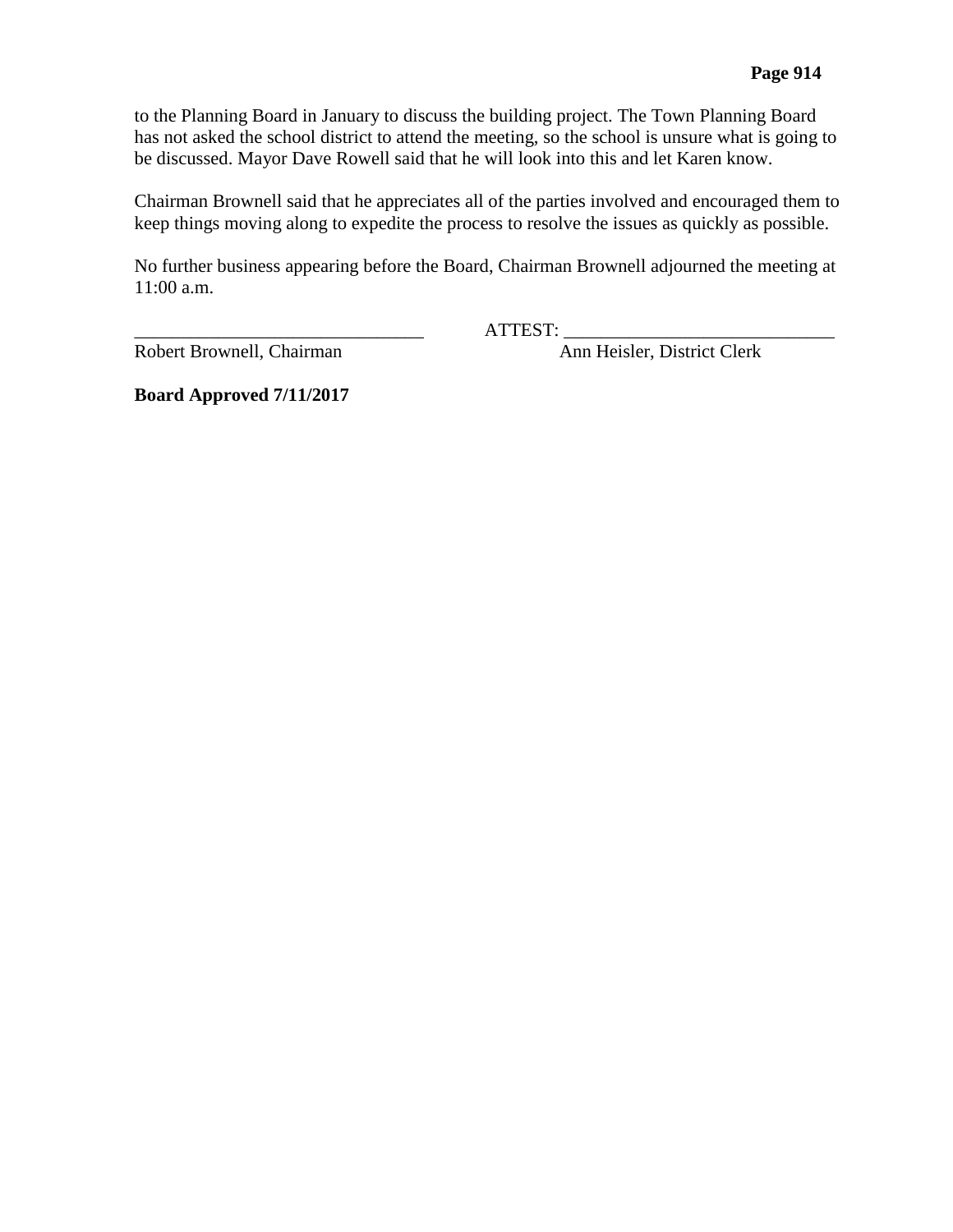to the Planning Board in January to discuss the building project. The Town Planning Board has not asked the school district to attend the meeting, so the school is unsure what is going to be discussed. Mayor Dave Rowell said that he will look into this and let Karen know.

Chairman Brownell said that he appreciates all of the parties involved and encouraged them to keep things moving along to expedite the process to resolve the issues as quickly as possible.

No further business appearing before the Board, Chairman Brownell adjourned the meeting at 11:00 a.m.

_______________________________ ATTEST: _____________________________

Robert Brownell, Chairman Ann Heisler, District Clerk

**Board Approved 7/11/2017**